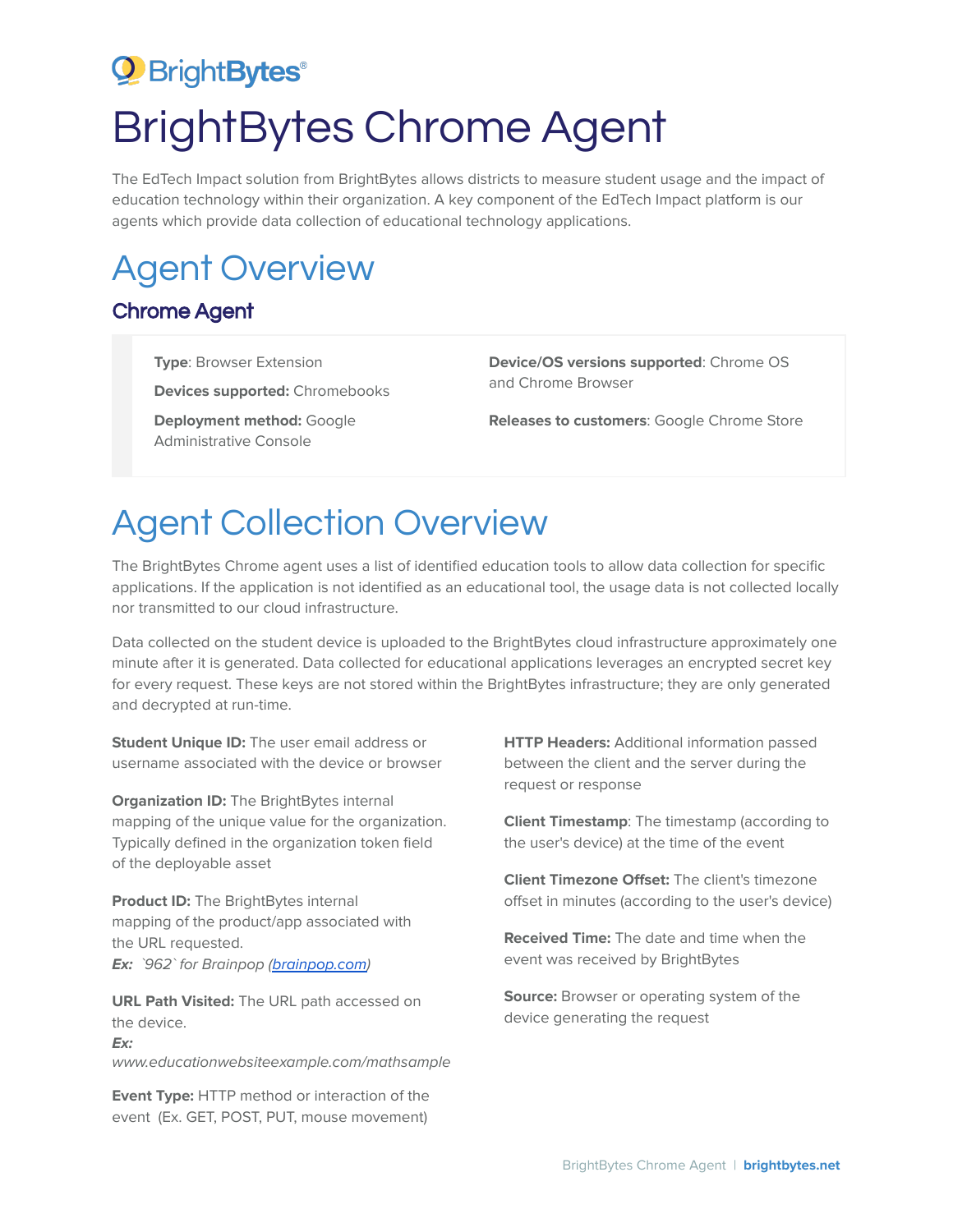BrightBytes®

# BrightBytes Chrome Agent

The EdTech Impact solution from BrightBytes allows districts to measure student usage and the impact of education technology within their organization. A key component of the EdTech Impact platform is our agents which provide data collection of educational technology applications.

## Agent Overview

### Chrome Agent

**Type**: Browser Extension

**Devices supported:** Chromebooks

**Deployment method:** Google Administrative Console

**Device/OS versions supported**: Chrome OS and Chrome Browser

**Releases to customers**: Google Chrome Store

## Agent Collection Overview

The BrightBytes Chrome agent uses a list of identified education tools to allow data collection for specific applications. If the application is not identified as an educational tool, the usage data is not collected locally nor transmitted to our cloud infrastructure.

Data collected on the student device is uploaded to the BrightBytes cloud infrastructure approximately one minute after it is generated. Data collected for educational applications leverages an encrypted secret key for every request. These keys are not stored within the BrightBytes infrastructure; they are only generated and decrypted at run-time.

**Student Unique ID:** The user email address or username associated with the device or browser

**Organization ID:** The BrightBytes internal mapping of the unique value for the organization. Typically defined in the organization token field of the deployable asset

**Product ID:** The BrightBytes internal mapping of the product/app associated with the URL requested.
***Ex:*** *`962` for Brainpop ([brainpop.com](brainpop.com))*

**URL Path Visited:** The URL path accessed on the device.
***Ex:***
*www.educationwebsiteexample.com/mathsample*

**Event Type:** HTTP method or interaction of the event (Ex. GET, POST, PUT, mouse movement)

**HTTP Headers:** Additional information passed between the client and the server during the request or response

**Client Timestamp**: The timestamp (according to the user's device) at the time of the event

**Client Timezone Offset:** The client's timezone offset in minutes (according to the user's device)

**Received Time:** The date and time when the event was received by BrightBytes

**Source:** Browser or operating system of the device generating the request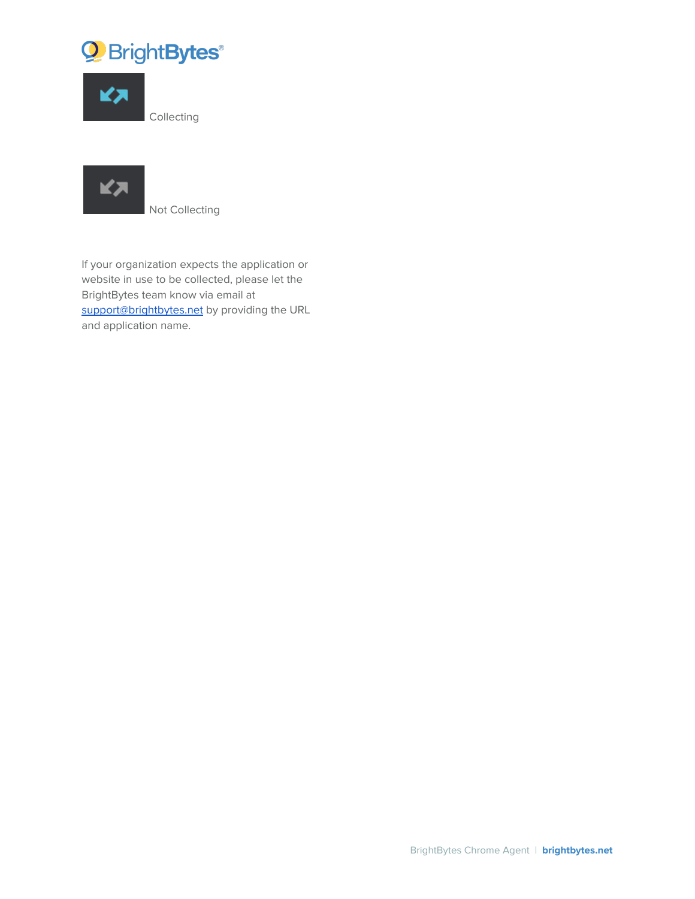Collecting

Not Collecting

If your organization expects the application or website in use to be collected, please let the BrightBytes team know via email at [support@brightbytes.net](mailto:support@brightbytes.net) by providing the URL and application name.